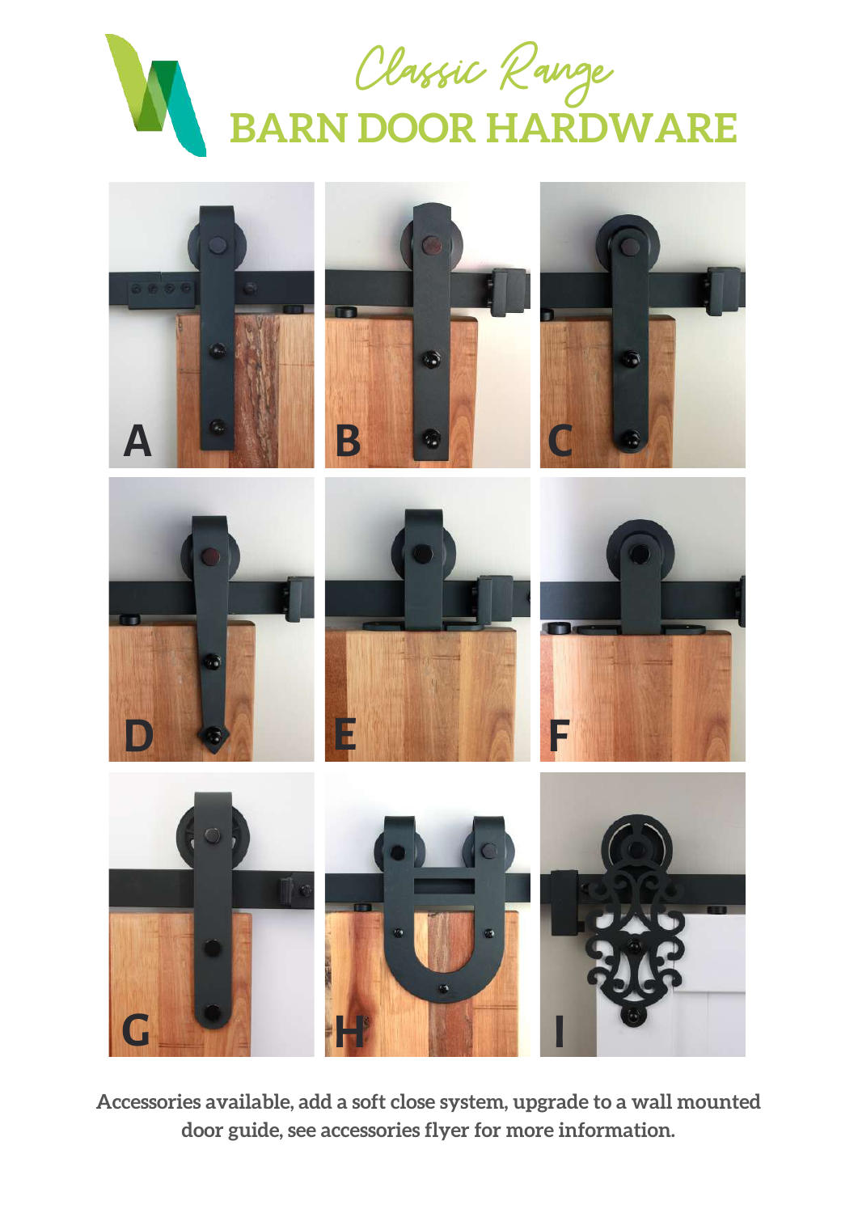*Classic Range*

# BARN DOOR HARDWARE

A

B

C

D

E

F

G

H

I

**Accessories available, add a soft close system, upgrade to a wall mounted door guide, see accessories flyer for more information.**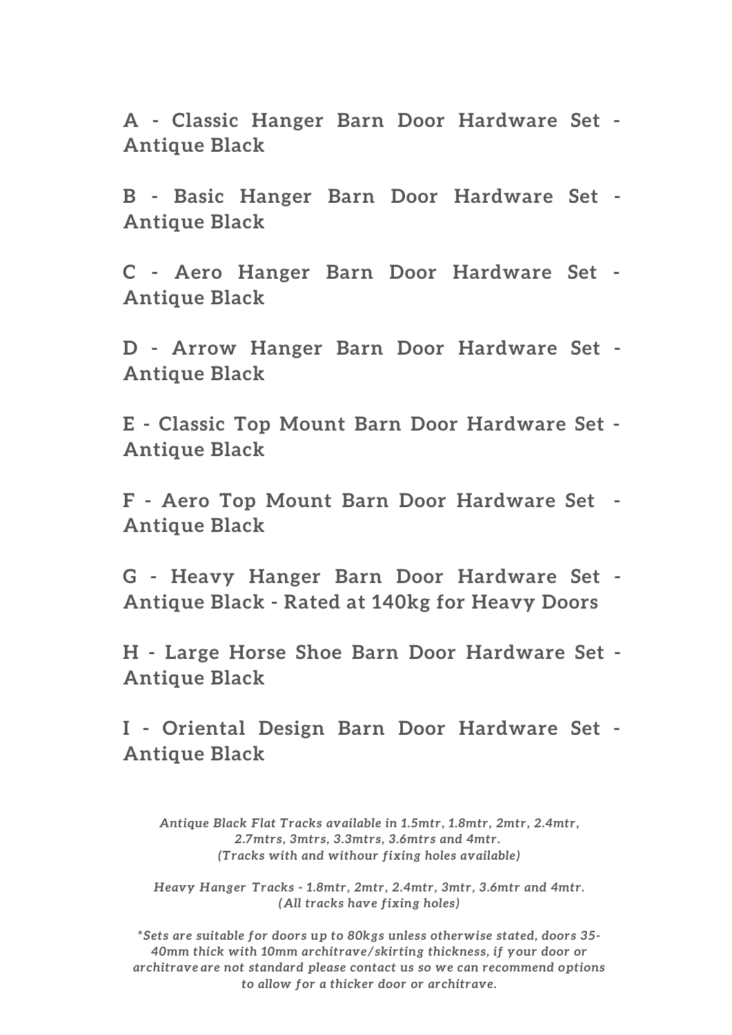**A - Classic Hanger Barn Door Hardware Set - Antique Black**

**B - Basic Hanger Barn Door Hardware Set - Antique Black**

**C - Aero Hanger Barn Door Hardware Set - Antique Black**

**D - Arrow Hanger Barn Door Hardware Set - Antique Black**

**E - Classic Top Mount Barn Door Hardware Set - Antique Black**

**F - Aero Top Mount Barn Door Hardware Set - Antique Black**

**G - Heavy Hanger Barn Door Hardware Set - Antique Black - Rated at 140kg for Heavy Doors**

**H - Large Horse Shoe Barn Door Hardware Set - Antique Black**

**I - Oriental Design Barn Door Hardware Set - Antique Black**

*Antique Black Flat Tracks available in 1.5mtr, 1.8mtr, 2mtr, 2.4mtr, 2.7mtrs, 3mtrs, 3.3mtrs, 3.6mtrs and 4mtr.*
*(Tracks with and withour fixing holes available)*

*Heavy Hanger Tracks - 1.8mtr, 2mtr, 2.4mtr, 3mtr, 3.6mtr and 4mtr.*
*(All tracks have fixing holes)*

*\*Sets are suitable for doors up to 80kgs unless otherwise stated, doors 35-40mm thick with 10mm architrave/skirting thickness, if your door or architrave are not standard please contact us so we can recommend options to allow for a thicker door or architrave.*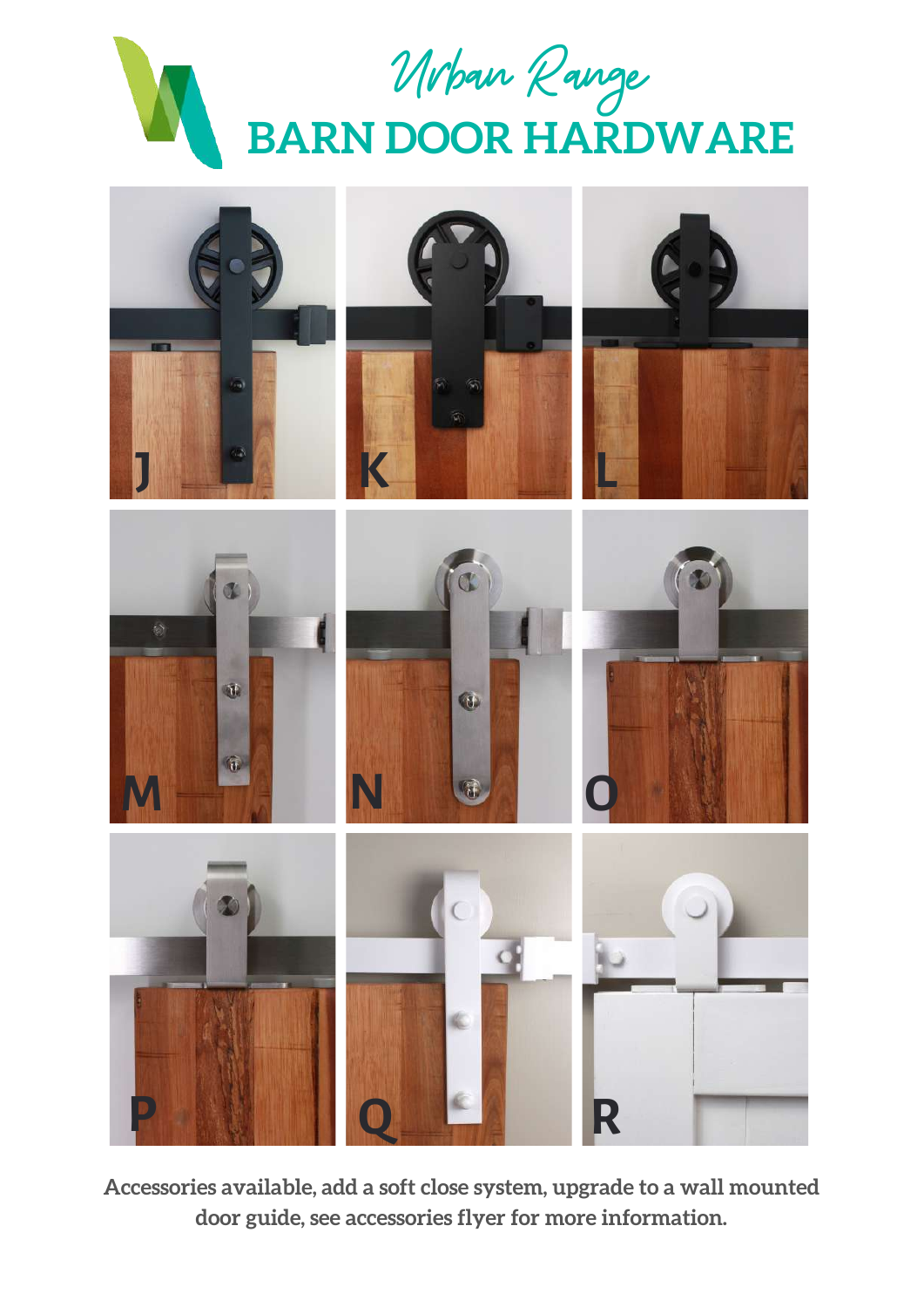# *Urban Range*
# BARN DOOR HARDWARE

J

K

L

M

N

O

P

Q

R

**Accessories available, add a soft close system, upgrade to a wall mounted door guide, see accessories flyer for more information.**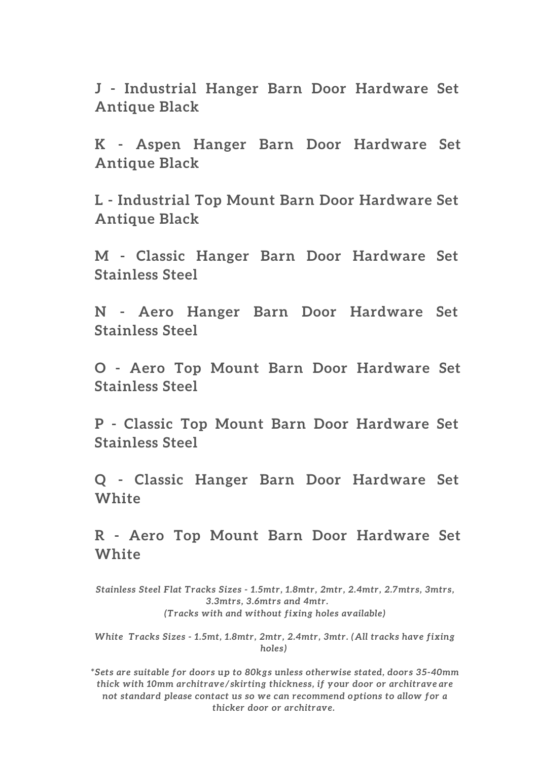**J - Industrial Hanger Barn Door Hardware Set Antique Black**

**K - Aspen Hanger Barn Door Hardware Set Antique Black**

**L - Industrial Top Mount Barn Door Hardware Set Antique Black**

**M - Classic Hanger Barn Door Hardware Set Stainless Steel**

**N - Aero Hanger Barn Door Hardware Set Stainless Steel**

**O - Aero Top Mount Barn Door Hardware Set Stainless Steel**

**P - Classic Top Mount Barn Door Hardware Set Stainless Steel**

**Q - Classic Hanger Barn Door Hardware Set White**

**R - Aero Top Mount Barn Door Hardware Set White**

*Stainless Steel Flat Tracks Sizes - 1.5mtr, 1.8mtr, 2mtr, 2.4mtr, 2.7mtrs, 3mtrs, 3.3mtrs, 3.6mtrs and 4mtr.*
*(Tracks with and without fixing holes available)*

*White Tracks Sizes - 1.5mt, 1.8mtr, 2mtr, 2.4mtr, 3mtr. (All tracks have fixing holes)*

**Sets are suitable for doors up to 80kgs unless otherwise stated, doors 35-40mm thick with 10mm architrave/skirting thickness, if your door or architrave are not standard please contact us so we can recommend options to allow for a thicker door or architrave.*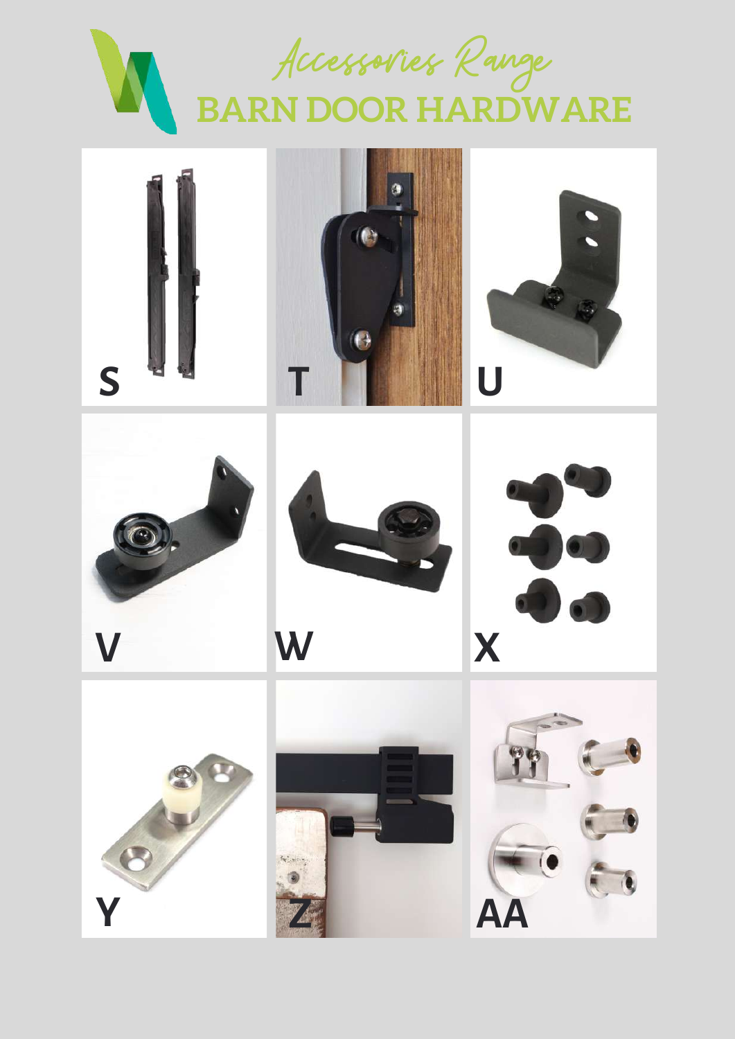# Accessories Range

## BARN DOOR HARDWARE

S

T

U

V

W

X

Y

Z

AA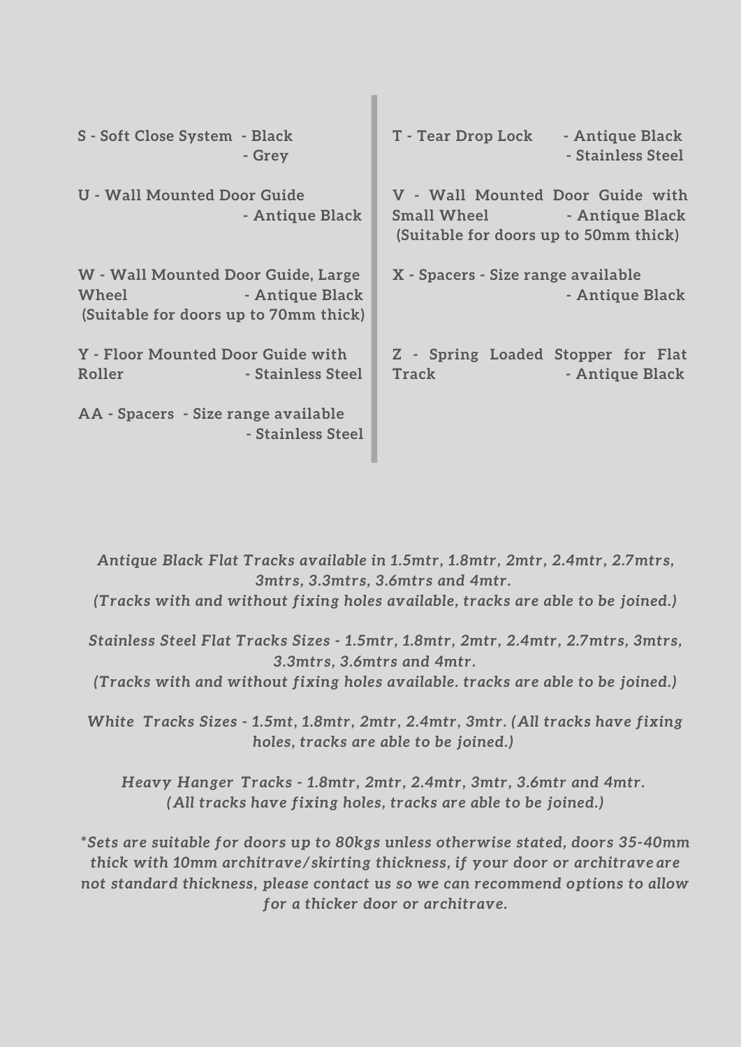**S - Soft Close System - Black**
**- Grey**

**U - Wall Mounted Door Guide**
**- Antique Black**

**W - Wall Mounted Door Guide, Large Wheel - Antique Black**
**(Suitable for doors up to 70mm thick)**

**Y - Floor Mounted Door Guide with Roller - Stainless Steel**

**AA - Spacers - Size range available**
**- Stainless Steel**

**T - Tear Drop Lock - Antique Black**
**- Stainless Steel**

**V - Wall Mounted Door Guide with Small Wheel - Antique Black**
**(Suitable for doors up to 50mm thick)**

**X - Spacers - Size range available**
**- Antique Black**

**Z - Spring Loaded Stopper for Flat Track - Antique Black**

*Antique Black Flat Tracks available in 1.5mtr, 1.8mtr, 2mtr, 2.4mtr, 2.7mtrs, 3mtrs, 3.3mtrs, 3.6mtrs and 4mtr.*
*(Tracks with and without fixing holes available, tracks are able to be joined.)*

*Stainless Steel Flat Tracks Sizes - 1.5mtr, 1.8mtr, 2mtr, 2.4mtr, 2.7mtrs, 3mtrs, 3.3mtrs, 3.6mtrs and 4mtr.*
*(Tracks with and without fixing holes available. tracks are able to be joined.)*

*White Tracks Sizes - 1.5mt, 1.8mtr, 2mtr, 2.4mtr, 3mtr. (All tracks have fixing holes, tracks are able to be joined.)*

*Heavy Hanger Tracks - 1.8mtr, 2mtr, 2.4mtr, 3mtr, 3.6mtr and 4mtr.*
*(All tracks have fixing holes, tracks are able to be joined.)*

**Sets are suitable for doors up to 80kgs unless otherwise stated, doors 35-40mm thick with 10mm architrave/skirting thickness, if your door or architrave are not standard thickness, please contact us so we can recommend options to allow for a thicker door or architrave.*